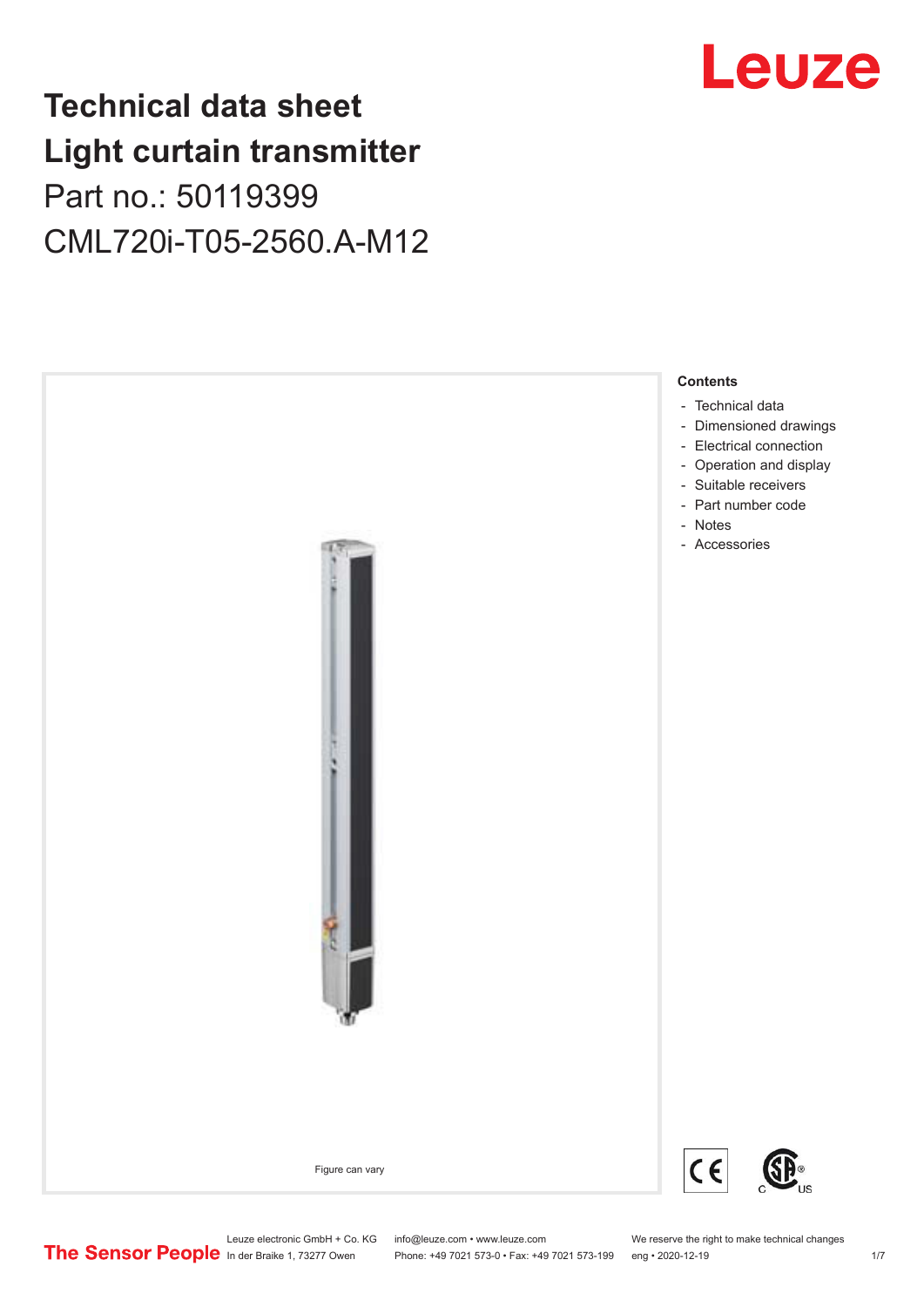# Technical data sheet
# Light curtain transmitter
## Part no.: 50119399
## CML720i-T05-2560.A-M12

Figure can vary

**Contents**

- Technical data
- Dimensioned drawings
- Electrical connection
- Operation and display
- Suitable receivers
- Part number code
- Notes
- Accessories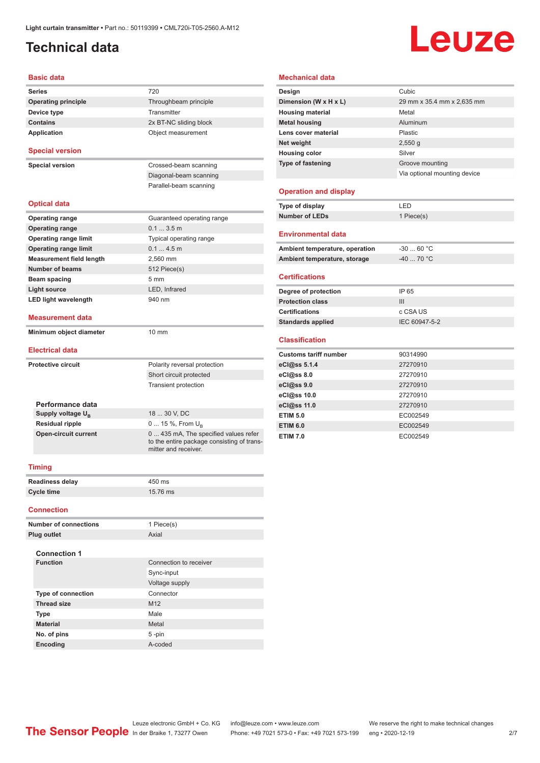Light curtain transmitter • Part no.: 50119399 • CML720i-T05-2560.A-M12

# Technical data

## Basic data

| | |
|---|---|
| Series | 720 |
| Operating principle | Throughbeam principle |
| Device type | Transmitter |
| Contains | 2x BT-NC sliding block |
| Application | Object measurement |

## Special version

| | |
|---|---|
| Special version | Crossed-beam scanning |
| | Diagonal-beam scanning |
| | Parallel-beam scanning |

## Optical data

| | |
|---|---|
| Operating range | Guaranteed operating range |
| Operating range | 0.1 ... 3.5 m |
| Operating range limit | Typical operating range |
| Operating range limit | 0.1 ... 4.5 m |
| Measurement field length | 2,560 mm |
| Number of beams | 512 Piece(s) |
| Beam spacing | 5 mm |
| Light source | LED, Infrared |
| LED light wavelength | 940 nm |

## Measurement data

| | |
|---|---|
| Minimum object diameter | 10 mm |

## Electrical data

| | |
|---|---|
| Protective circuit | Polarity reversal protection |
| | Short circuit protected |
| | Transient protection |

### Performance data

| | |
|---|---|
| Supply voltage $U_B$ | 18 ... 30 V, DC |
| Residual ripple | 0 ... 15 %, From $U_B$ |
| Open-circuit current | 0 ... 435 mA, The specified values refer to the entire package consisting of transmitter and receiver. |

## Timing

| | |
|---|---|
| Readiness delay | 450 ms |
| Cycle time | 15.76 ms |

## Connection

| | |
|---|---|
| Number of connections | 1 Piece(s) |
| Plug outlet | Axial |

### Connection 1

| | |
|---|---|
| Function | Connection to receiver |
| | Sync-input |
| | Voltage supply |
| Type of connection | Connector |
| Thread size | M12 |
| Type | Male |
| Material | Metal |
| No. of pins | 5 -pin |
| Encoding | A-coded |

## Mechanical data

| | |
|---|---|
| Design | Cubic |
| Dimension (W x H x L) | 29 mm x 35.4 mm x 2,635 mm |
| Housing material | Metal |
| Metal housing | Aluminum |
| Lens cover material | Plastic |
| Net weight | 2,550 g |
| Housing color | Silver |
| Type of fastening | Groove mounting |
| | Via optional mounting device |

## Operation and display

| | |
|---|---|
| Type of display | LED |
| Number of LEDs | 1 Piece(s) |

## Environmental data

| | |
|---|---|
| Ambient temperature, operation | -30 ... 60 °C |
| Ambient temperature, storage | -40 ... 70 °C |

## Certifications

| | |
|---|---|
| Degree of protection | IP 65 |
| Protection class | III |
| Certifications | c CSA US |
| Standards applied | IEC 60947-5-2 |

## Classification

| | |
|---|---|
| Customs tariff number | 90314990 |
| eCl@ss 5.1.4 | 27270910 |
| eCl@ss 8.0 | 27270910 |
| eCl@ss 9.0 | 27270910 |
| eCl@ss 10.0 | 27270910 |
| eCl@ss 11.0 | 27270910 |
| ETIM 5.0 | EC002549 |
| ETIM 6.0 | EC002549 |
| ETIM 7.0 | EC002549 |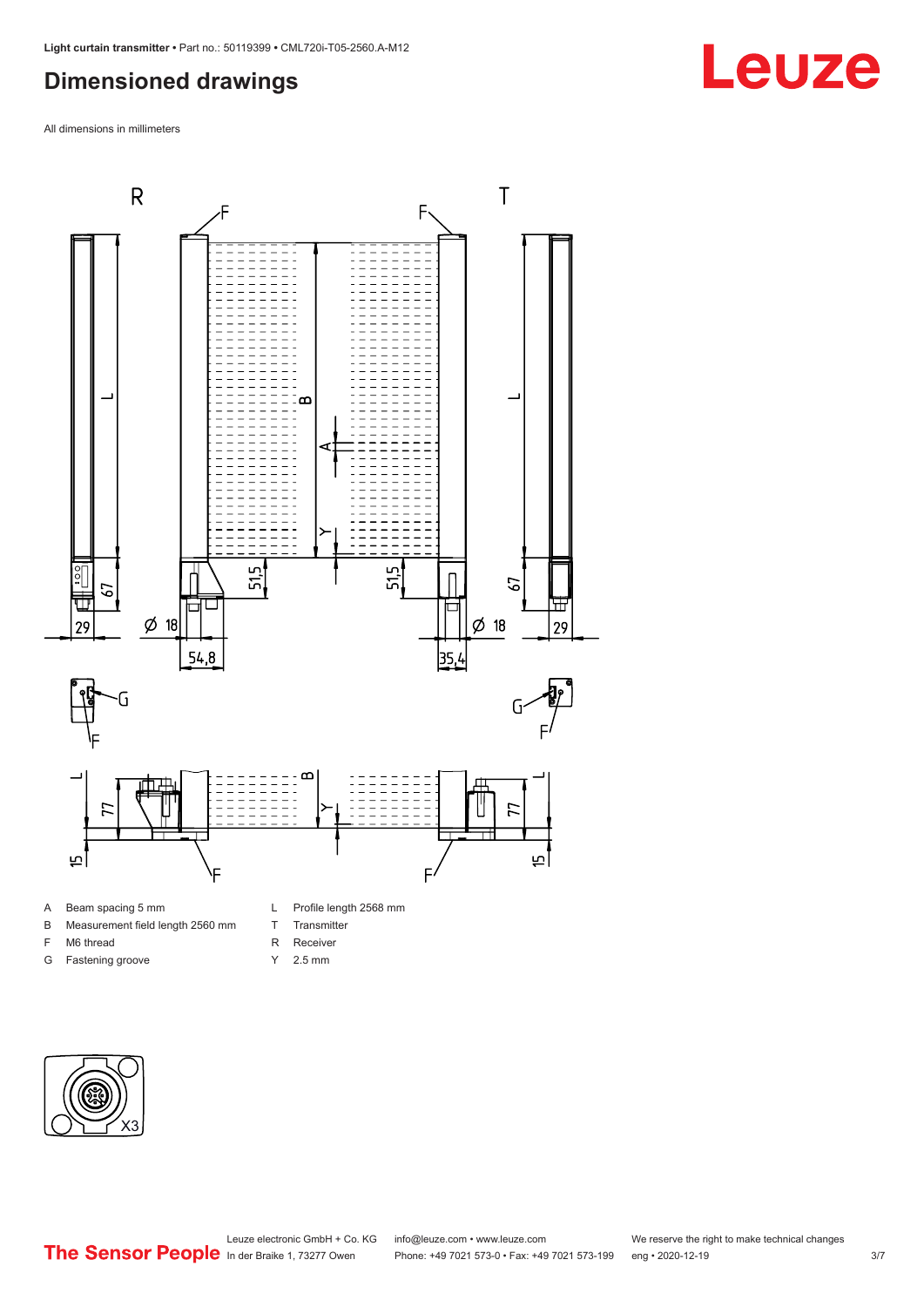## Dimensioned drawings

All dimensions in millimeters

R

T

F

L

B

A

Y

67

29

Ø 18

54,8

51,5

35,4

G

77

15

X3

A Beam spacing 5 mm
B Measurement field length 2560 mm
F M6 thread
G Fastening groove
L Profile length 2568 mm
T Transmitter
R Receiver
Y 2.5 mm

Leuze electronic GmbH + Co. KG
In der Braike 1, 73277 Owen

info@leuze.com • www.leuze.com
Phone: +49 7021 573-0 • Fax: +49 7021 573-199

We reserve the right to make technical changes
eng • 2020-12-19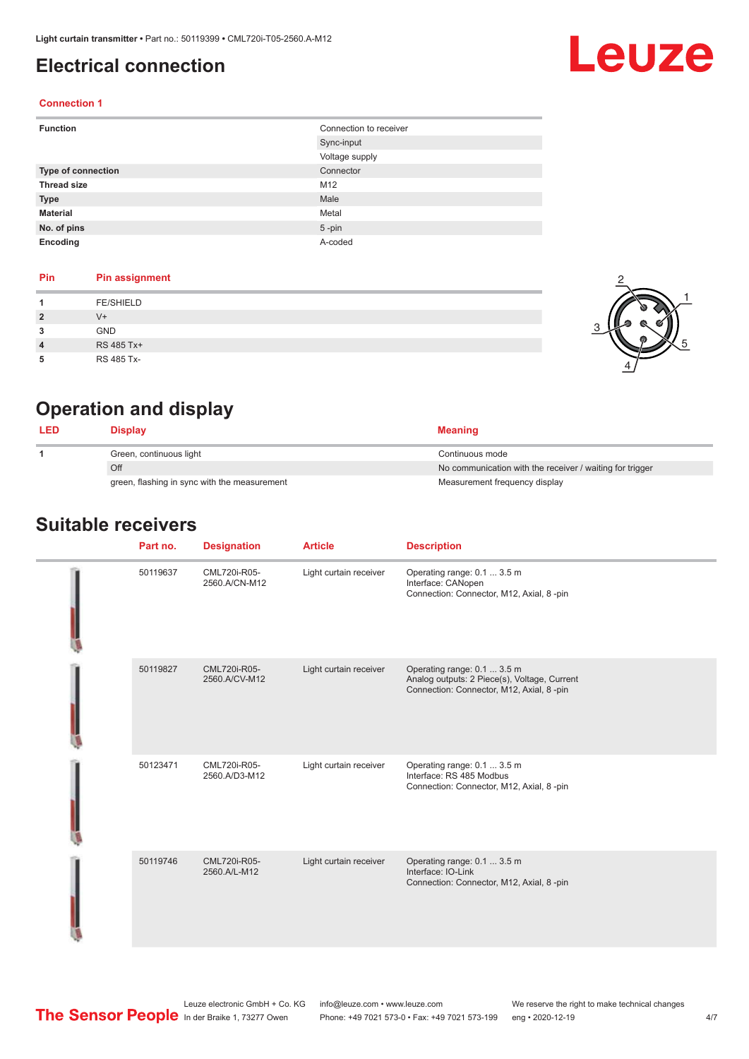# Electrical connection

## Connection 1

| | |
|---|---|
| **Function** | Connection to receiver |
| | Sync-input |
| | Voltage supply |
| **Type of connection** | Connector |
| **Thread size** | M12 |
| **Type** | Male |
| **Material** | Metal |
| **No. of pins** | 5 -pin |
| **Encoding** | A-coded |

| Pin | Pin assignment |
|---|---|
| **1** | FE/SHIELD |
| **2** | V+ |
| **3** | GND |
| **4** | RS 485 Tx+ |
| **5** | RS 485 Tx- |

2
1
3
5
4

# Operation and display

| LED | Display | Meaning |
|---|---|---|
| **1** | Green, continuous light | Continuous mode |
| | Off | No communication with the receiver / waiting for trigger |
| | green, flashing in sync with the measurement | Measurement frequency display |

# Suitable receivers

| Part no. | Designation | Article | Description |
|---|---|---|---|
| 50119637 | CML720i-R05-2560.A/CN-M12 | Light curtain receiver | Operating range: 0.1 ... 3.5 m<br>Interface: CANopen<br>Connection: Connector, M12, Axial, 8 -pin |
| 50119827 | CML720i-R05-2560.A/CV-M12 | Light curtain receiver | Operating range: 0.1 ... 3.5 m<br>Analog outputs: 2 Piece(s), Voltage, Current<br>Connection: Connector, M12, Axial, 8 -pin |
| 50123471 | CML720i-R05-2560.A/D3-M12 | Light curtain receiver | Operating range: 0.1 ... 3.5 m<br>Interface: RS 485 Modbus<br>Connection: Connector, M12, Axial, 8 -pin |
| 50119746 | CML720i-R05-2560.A/L-M12 | Light curtain receiver | Operating range: 0.1 ... 3.5 m<br>Interface: IO-Link<br>Connection: Connector, M12, Axial, 8 -pin |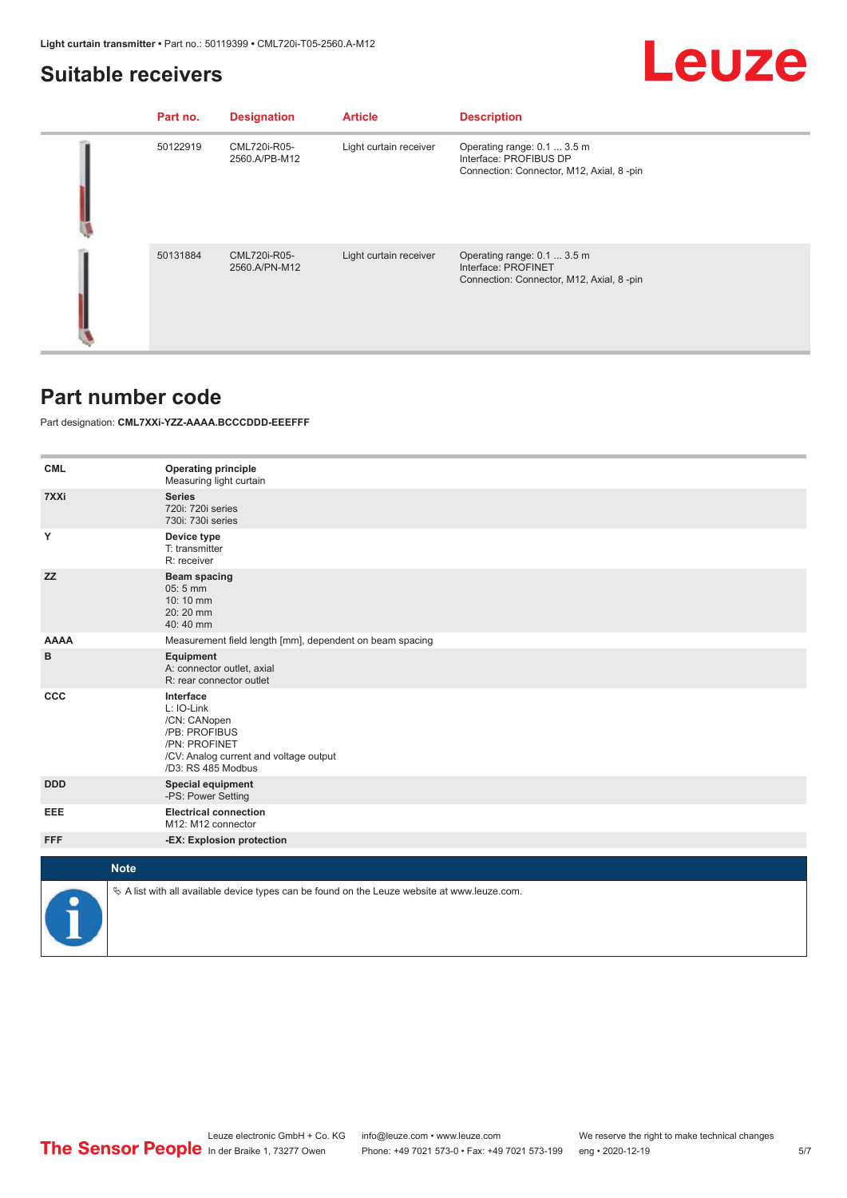## Suitable receivers

| | Part no. | Designation | Article | Description |
|---|---|---|---|---|
| | 50122919 | CML720i-R05-2560.A/PB-M12 | Light curtain receiver | Operating range: 0.1 ... 3.5 m<br>Interface: PROFIBUS DP<br>Connection: Connector, M12, Axial, 8 -pin |
| | 50131884 | CML720i-R05-2560.A/PN-M12 | Light curtain receiver | Operating range: 0.1 ... 3.5 m<br>Interface: PROFINET<br>Connection: Connector, M12, Axial, 8 -pin |

## Part number code

Part designation: **CML7XXi-YZZ-AAAA.BCCCDDD-EEEFFF**

| | |
|---|---|
| **CML** | **Operating principle**<br>Measuring light curtain |
| **7XXi** | **Series**<br>720i: 720i series<br>730i: 730i series |
| **Y** | **Device type**<br>T: transmitter<br>R: receiver |
| **ZZ** | **Beam spacing**<br>05: 5 mm<br>10: 10 mm<br>20: 20 mm<br>40: 40 mm |
| **AAAA** | Measurement field length [mm], dependent on beam spacing |
| **B** | **Equipment**<br>A: connector outlet, axial<br>R: rear connector outlet |
| **CCC** | **Interface**<br>L: IO-Link<br>/CN: CANopen<br>/PB: PROFIBUS<br>/PN: PROFINET<br>/CV: Analog current and voltage output<br>/D3: RS 485 Modbus |
| **DDD** | **Special equipment**<br>-PS: Power Setting |
| **EEE** | **Electrical connection**<br>M12: M12 connector |
| **FFF** | **-EX: Explosion protection** |

**Note**

↳ A list with all available device types can be found on the Leuze website at www.leuze.com.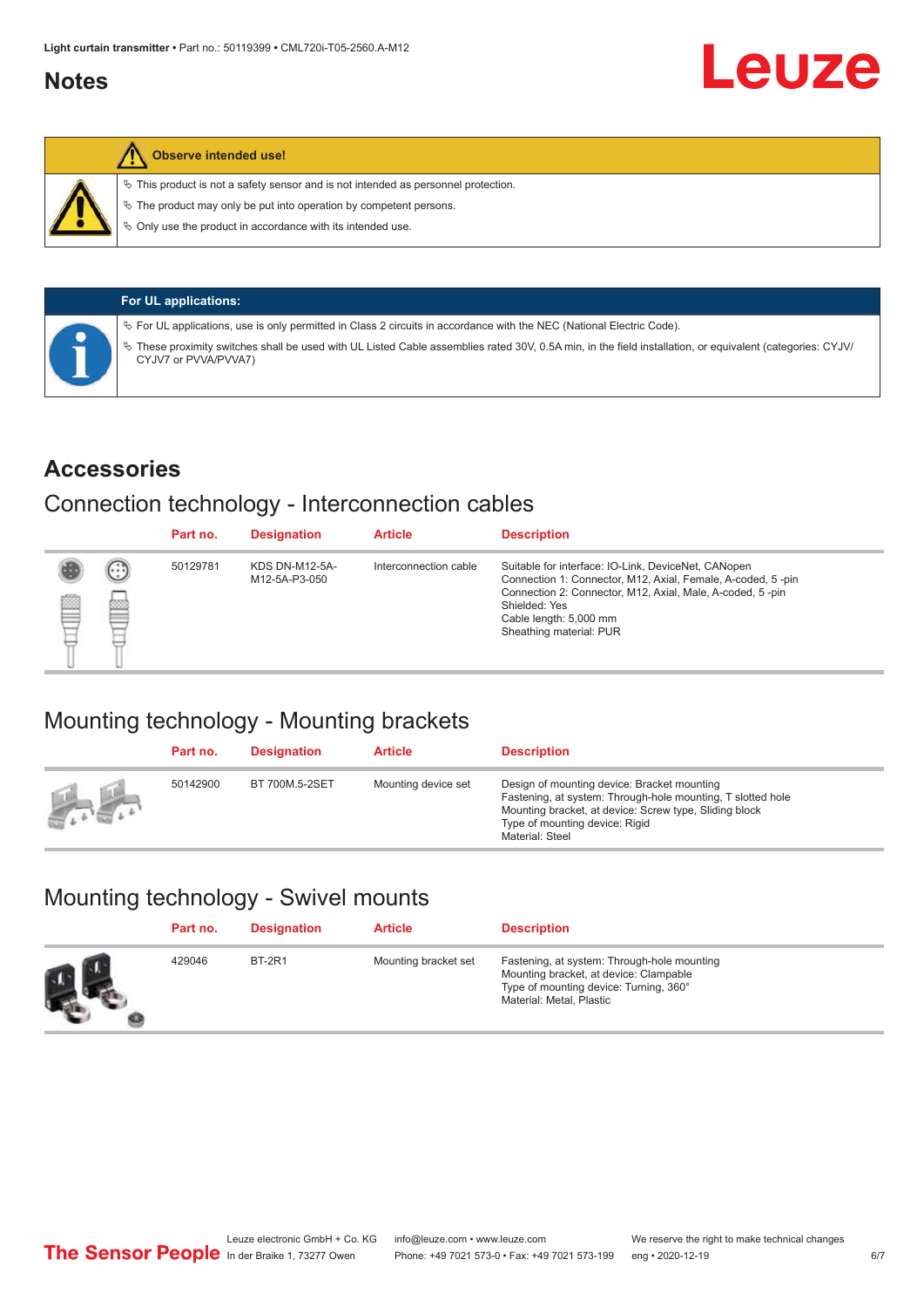## Notes

**Observe intended use!**

- ✎ This product is not a safety sensor and is not intended as personnel protection.
- ✎ The product may only be put into operation by competent persons.
- ✎ Only use the product in accordance with its intended use.

**For UL applications:**

- ✎ For UL applications, use is only permitted in Class 2 circuits in accordance with the NEC (National Electric Code).
- ✎ These proximity switches shall be used with UL Listed Cable assemblies rated 30V, 0.5A min, in the field installation, or equivalent (categories: CYJV/ CYJV7 or PVVA/PVVA7)

## Accessories

### Connection technology - Interconnection cables

| Part no. | Designation | Article | Description |
|---|---|---|---|
| 50129781 | KDS DN-M12-5A-M12-5A-P3-050 | Interconnection cable | Suitable for interface: IO-Link, DeviceNet, CANopen<br>Connection 1: Connector, M12, Axial, Female, A-coded, 5 -pin<br>Connection 2: Connector, M12, Axial, Male, A-coded, 5 -pin<br>Shielded: Yes<br>Cable length: 5,000 mm<br>Sheathing material: PUR |

### Mounting technology - Mounting brackets

| Part no. | Designation | Article | Description |
|---|---|---|---|
| 50142900 | BT 700M.5-2SET | Mounting device set | Design of mounting device: Bracket mounting<br>Fastening, at system: Through-hole mounting, T slotted hole<br>Mounting bracket, at device: Screw type, Sliding block<br>Type of mounting device: Rigid<br>Material: Steel |

### Mounting technology - Swivel mounts

| Part no. | Designation | Article | Description |
|---|---|---|---|
| 429046 | BT-2R1 | Mounting bracket set | Fastening, at system: Through-hole mounting<br>Mounting bracket, at device: Clampable<br>Type of mounting device: Turning, 360°<br>Material: Metal, Plastic |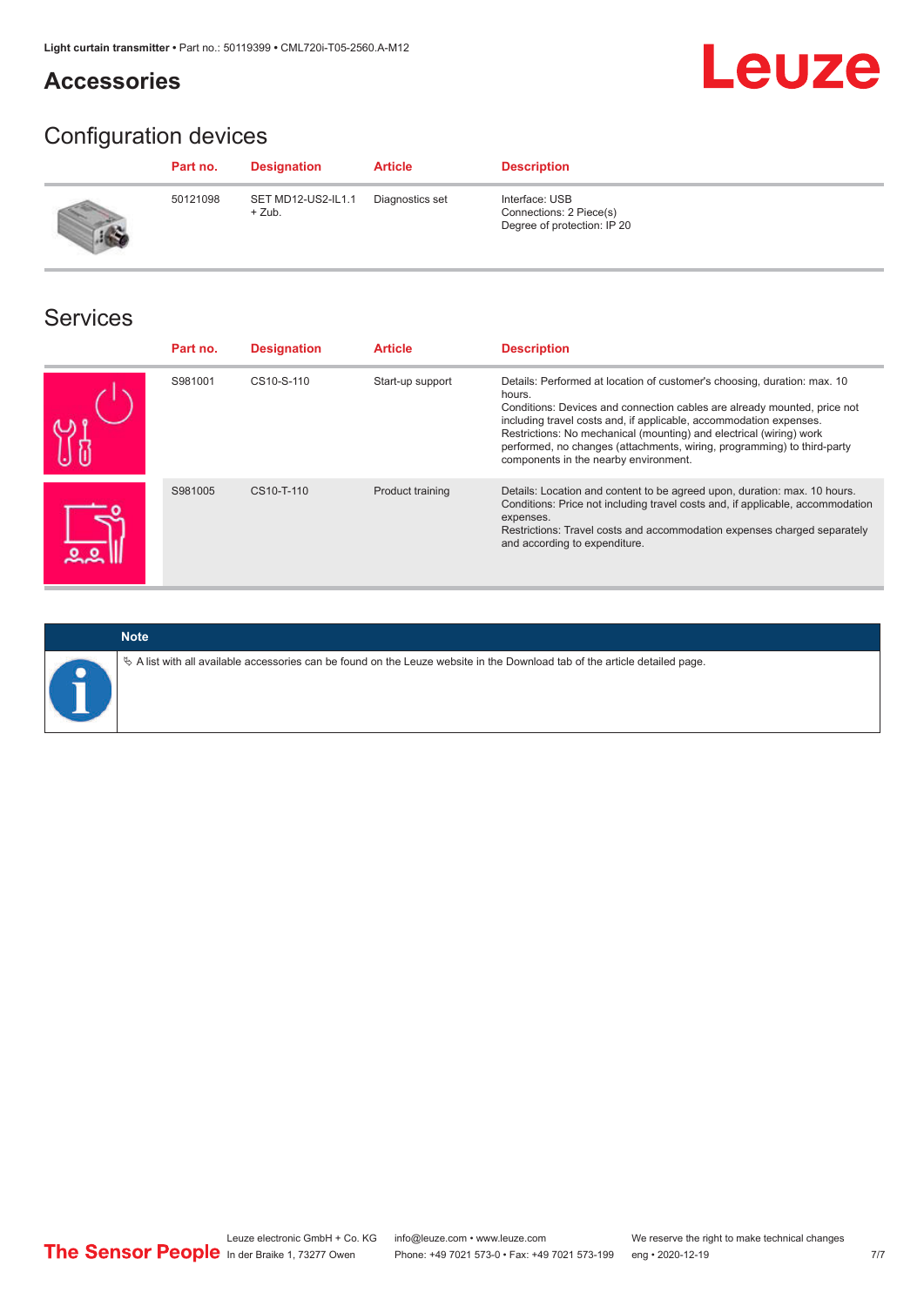## Accessories

# Configuration devices

| | Part no. | Designation | Article | Description |
|---|---|---|---|---|
| | 50121098 | SET MD12-US2-IL1.1 + Zub. | Diagnostics set | Interface: USB<br>Connections: 2 Piece(s)<br>Degree of protection: IP 20 |

# Services

| | Part no. | Designation | Article | Description |
|---|---|---|---|---|
| | S981001 | CS10-S-110 | Start-up support | Details: Performed at location of customer's choosing, duration: max. 10 hours.<br>Conditions: Devices and connection cables are already mounted, price not including travel costs and, if applicable, accommodation expenses.<br>Restrictions: No mechanical (mounting) and electrical (wiring) work performed, no changes (attachments, wiring, programming) to third-party components in the nearby environment. |
| | S981005 | CS10-T-110 | Product training | Details: Location and content to be agreed upon, duration: max. 10 hours.<br>Conditions: Price not including travel costs and, if applicable, accommodation expenses.<br>Restrictions: Travel costs and accommodation expenses charged separately and according to expenditure. |

**Note**

↳ A list with all available accessories can be found on the Leuze website in the Download tab of the article detailed page.